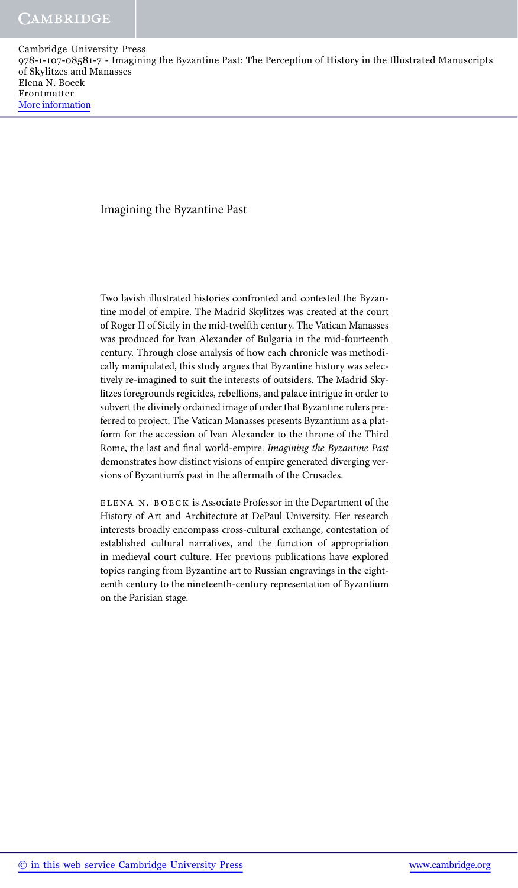# Imagining the Byzantine Past

Two lavish illustrated histories confronted and contested the Byzantine model of empire. The Madrid Skylitzes was created at the court of Roger II of Sicily in the mid-twelfth century. The Vatican Manasses was produced for Ivan Alexander of Bulgaria in the mid-fourteenth century. Through close analysis of how each chronicle was methodically manipulated, this study argues that Byzantine history was selectively re-imagined to suit the interests of outsiders. The Madrid Skylitzes foregrounds regicides, rebellions, and palace intrigue in order to subvert the divinely ordained image of order that Byzantine rulers preferred to project. The Vatican Manasses presents Byzantium as a platform for the accession of Ivan Alexander to the throne of the Third Rome, the last and final world-empire. *Imagining the Byzantine Past* demonstrates how distinct visions of empire generated diverging versions of Byzantium's past in the aftermath of the Crusades.

ELENA N. BOECK is Associate Professor in the Department of the History of Art and Architecture at DePaul University. Her research interests broadly encompass cross-cultural exchange, contestation of established cultural narratives, and the function of appropriation in medieval court culture. Her previous publications have explored topics ranging from Byzantine art to Russian engravings in the eighteenth century to the nineteenth-century representation of Byzantium on the Parisian stage.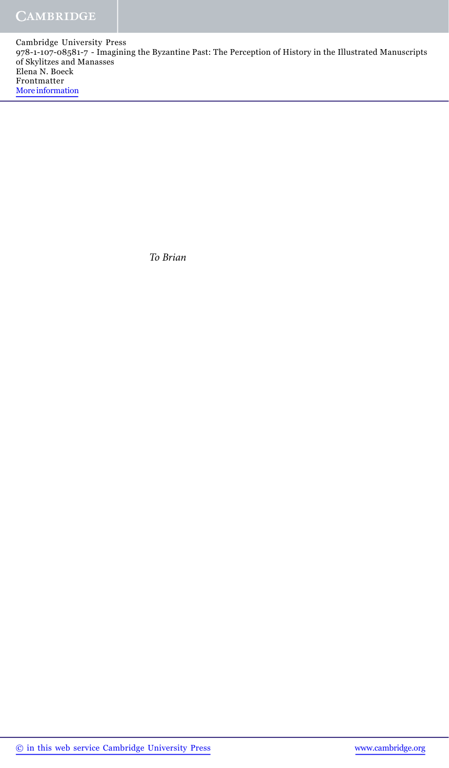*To Brian*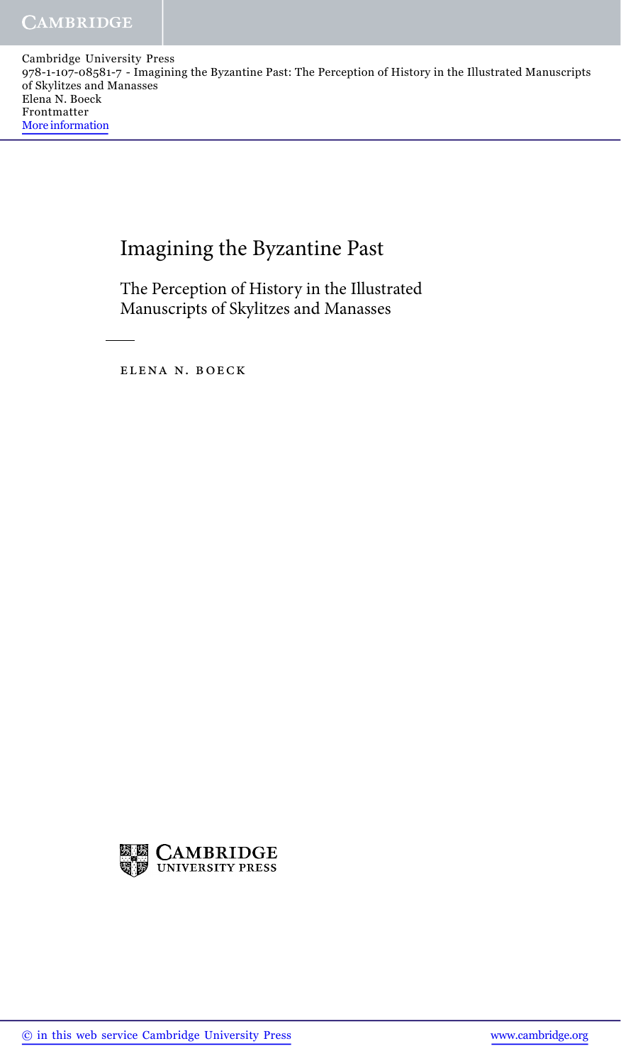# Imagining the Byzantine Past

## The Perception of History in the Illustrated Manuscripts of Skylitzes and Manasses

ELENA N. BOECK

CAMBRIDGE UNIVERSITY PRESS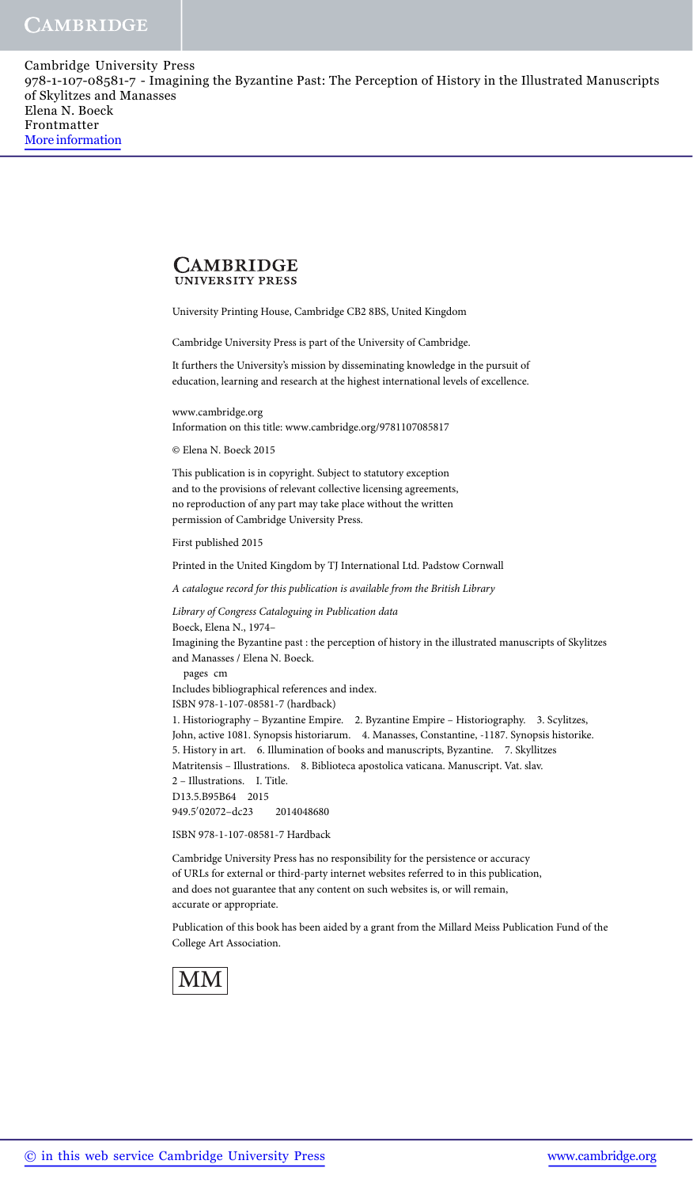**CAMBRIDGE**
UNIVERSITY PRESS

University Printing House, Cambridge CB2 8BS, United Kingdom

Cambridge University Press is part of the University of Cambridge.

It furthers the University's mission by disseminating knowledge in the pursuit of education, learning and research at the highest international levels of excellence.

www.cambridge.org
Information on this title: www.cambridge.org/9781107085817

© Elena N. Boeck 2015

This publication is in copyright. Subject to statutory exception and to the provisions of relevant collective licensing agreements, no reproduction of any part may take place without the written permission of Cambridge University Press.

First published 2015

Printed in the United Kingdom by TJ International Ltd. Padstow Cornwall

*A catalogue record for this publication is available from the British Library*

*Library of Congress Cataloguing in Publication data*
Boeck, Elena N., 1974–
Imagining the Byzantine past : the perception of history in the illustrated manuscripts of Skylitzes and Manasses / Elena N. Boeck.
pages cm
Includes bibliographical references and index.
ISBN 978-1-107-08581-7 (hardback)
1. Historiography – Byzantine Empire. 2. Byzantine Empire – Historiography. 3. Scylitzes, John, active 1081. Synopsis historiarum. 4. Manasses, Constantine, -1187. Synopsis historike. 5. History in art. 6. Illumination of books and manuscripts, Byzantine. 7. Skyllitzes Matritensis – Illustrations. 8. Biblioteca apostolica vaticana. Manuscript. Vat. slav. 2 – Illustrations. I. Title.
D13.5.B95B64 2015
949.5′02072–dc23 2014048680

ISBN 978-1-107-08581-7 Hardback

Cambridge University Press has no responsibility for the persistence or accuracy of URLs for external or third-party internet websites referred to in this publication, and does not guarantee that any content on such websites is, or will remain, accurate or appropriate.

Publication of this book has been aided by a grant from the Millard Meiss Publication Fund of the College Art Association.

MM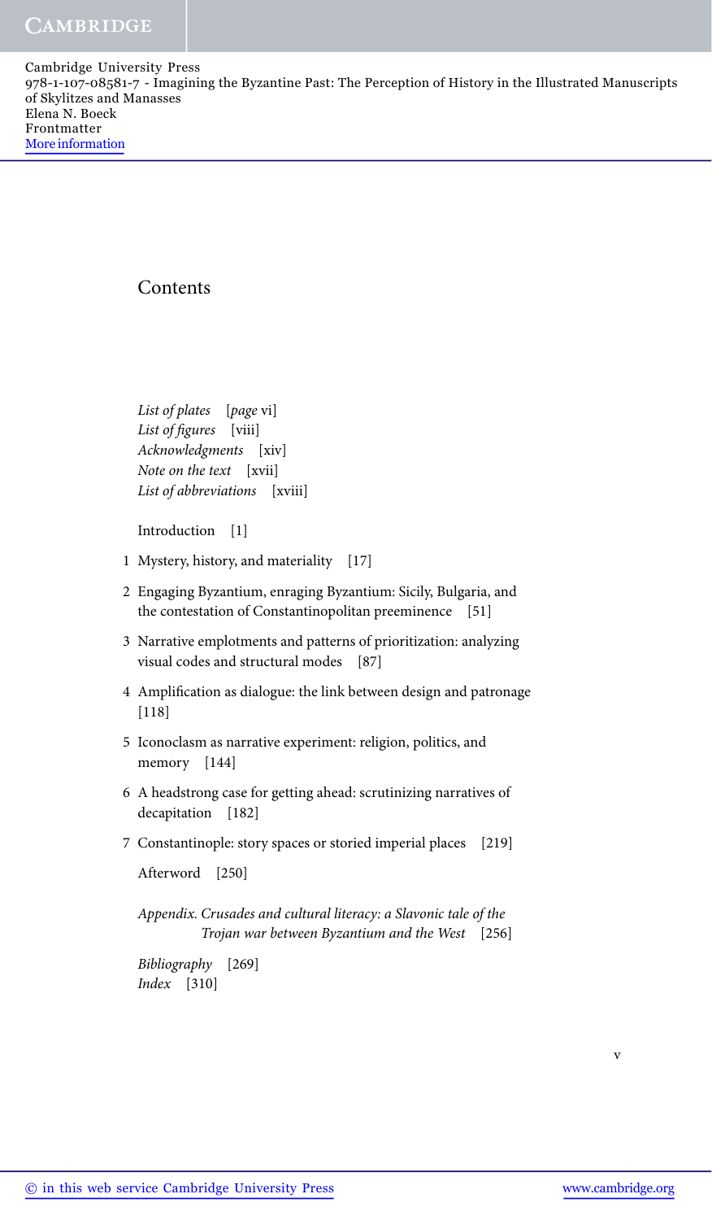# Contents

*List of plates* [*page* vi]
*List of figures* [viii]
*Acknowledgments* [xiv]
*Note on the text* [xvii]
*List of abbreviations* [xviii]

Introduction [1]

1 Mystery, history, and materiality [17]

2 Engaging Byzantium, enraging Byzantium: Sicily, Bulgaria, and the contestation of Constantinopolitan preeminence [51]

3 Narrative emplotments and patterns of prioritization: analyzing visual codes and structural modes [87]

4 Amplification as dialogue: the link between design and patronage [118]

5 Iconoclasm as narrative experiment: religion, politics, and memory [144]

6 A headstrong case for getting ahead: scrutinizing narratives of decapitation [182]

7 Constantinople: story spaces or storied imperial places [219]

Afterword [250]

*Appendix. Crusades and cultural literacy: a Slavonic tale of the Trojan war between Byzantium and the West* [256]

*Bibliography* [269]
*Index* [310]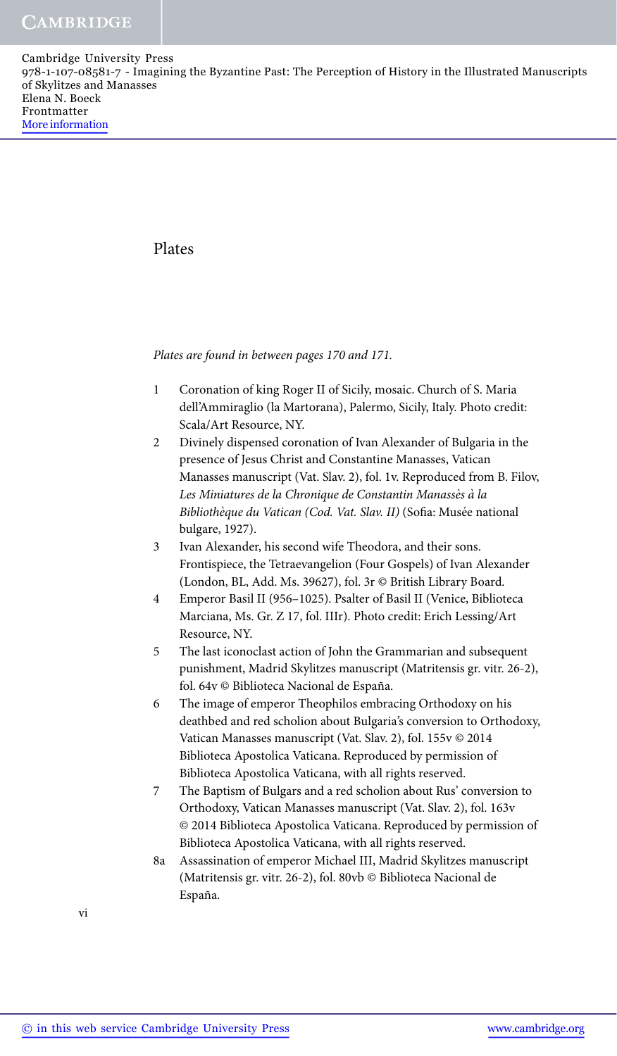# Plates

*Plates are found in between pages 170 and 171.*

1. Coronation of king Roger II of Sicily, mosaic. Church of S. Maria dell'Ammiraglio (la Martorana), Palermo, Sicily, Italy. Photo credit: Scala/Art Resource, NY.
2. Divinely dispensed coronation of Ivan Alexander of Bulgaria in the presence of Jesus Christ and Constantine Manasses, Vatican Manasses manuscript (Vat. Slav. 2), fol. 1v. Reproduced from B. Filov, *Les Miniatures de la Chronique de Constantin Manassès à la Bibliothèque du Vatican (Cod. Vat. Slav. II)* (Sofia: Musée national bulgare, 1927).
3. Ivan Alexander, his second wife Theodora, and their sons. Frontispiece, the Tetraevangelion (Four Gospels) of Ivan Alexander (London, BL, Add. Ms. 39627), fol. 3r © British Library Board.
4. Emperor Basil II (956–1025). Psalter of Basil II (Venice, Biblioteca Marciana, Ms. Gr. Z 17, fol. IIIr). Photo credit: Erich Lessing/Art Resource, NY.
5. The last iconoclast action of John the Grammarian and subsequent punishment, Madrid Skylitzes manuscript (Matritensis gr. vitr. 26-2), fol. 64v © Biblioteca Nacional de España.
6. The image of emperor Theophilos embracing Orthodoxy on his deathbed and red scholion about Bulgaria's conversion to Orthodoxy, Vatican Manasses manuscript (Vat. Slav. 2), fol. 155v © 2014 Biblioteca Apostolica Vaticana. Reproduced by permission of Biblioteca Apostolica Vaticana, with all rights reserved.
7. The Baptism of Bulgars and a red scholion about Rus' conversion to Orthodoxy, Vatican Manasses manuscript (Vat. Slav. 2), fol. 163v © 2014 Biblioteca Apostolica Vaticana. Reproduced by permission of Biblioteca Apostolica Vaticana, with all rights reserved.

8a. Assassination of emperor Michael III, Madrid Skylitzes manuscript (Matritensis gr. vitr. 26-2), fol. 80vb © Biblioteca Nacional de España.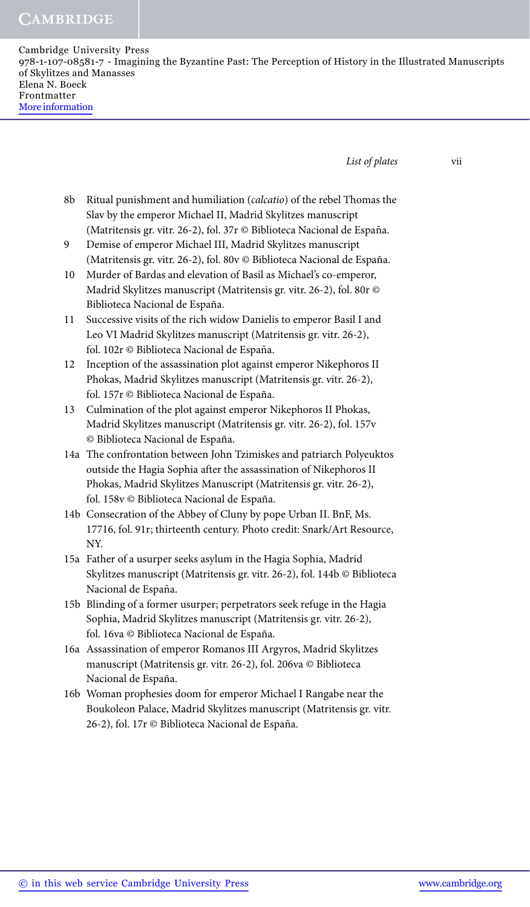8b Ritual punishment and humiliation (*calcatio*) of the rebel Thomas the Slav by the emperor Michael II, Madrid Skylitzes manuscript (Matritensis gr. vitr. 26-2), fol. 37r © Biblioteca Nacional de España.

9 Demise of emperor Michael III, Madrid Skylitzes manuscript (Matritensis gr. vitr. 26-2), fol. 80v © Biblioteca Nacional de España.

10 Murder of Bardas and elevation of Basil as Michael's co-emperor, Madrid Skylitzes manuscript (Matritensis gr. vitr. 26-2), fol. 80r © Biblioteca Nacional de España.

11 Successive visits of the rich widow Danielis to emperor Basil I and Leo VI Madrid Skylitzes manuscript (Matritensis gr. vitr. 26-2), fol. 102r © Biblioteca Nacional de España.

12 Inception of the assassination plot against emperor Nikephoros II Phokas, Madrid Skylitzes manuscript (Matritensis gr. vitr. 26-2), fol. 157r © Biblioteca Nacional de España.

13 Culmination of the plot against emperor Nikephoros II Phokas, Madrid Skylitzes manuscript (Matritensis gr. vitr. 26-2), fol. 157v © Biblioteca Nacional de España.

14a The confrontation between John Tzimiskes and patriarch Polyeuktos outside the Hagia Sophia after the assassination of Nikephoros II Phokas, Madrid Skylitzes Manuscript (Matritensis gr. vitr. 26-2), fol. 158v © Biblioteca Nacional de España.

14b Consecration of the Abbey of Cluny by pope Urban II. BnF, Ms. 17716, fol. 91r; thirteenth century. Photo credit: Snark/Art Resource, NY.

15a Father of a usurper seeks asylum in the Hagia Sophia, Madrid Skylitzes manuscript (Matritensis gr. vitr. 26-2), fol. 144b © Biblioteca Nacional de España.

15b Blinding of a former usurper; perpetrators seek refuge in the Hagia Sophia, Madrid Skylitzes manuscript (Matritensis gr. vitr. 26-2), fol. 16va © Biblioteca Nacional de España.

16a Assassination of emperor Romanos III Argyros, Madrid Skylitzes manuscript (Matritensis gr. vitr. 26-2), fol. 206va © Biblioteca Nacional de España.

16b Woman prophesies doom for emperor Michael I Rangabe near the Boukoleon Palace, Madrid Skylitzes manuscript (Matritensis gr. vitr. 26-2), fol. 17r © Biblioteca Nacional de España.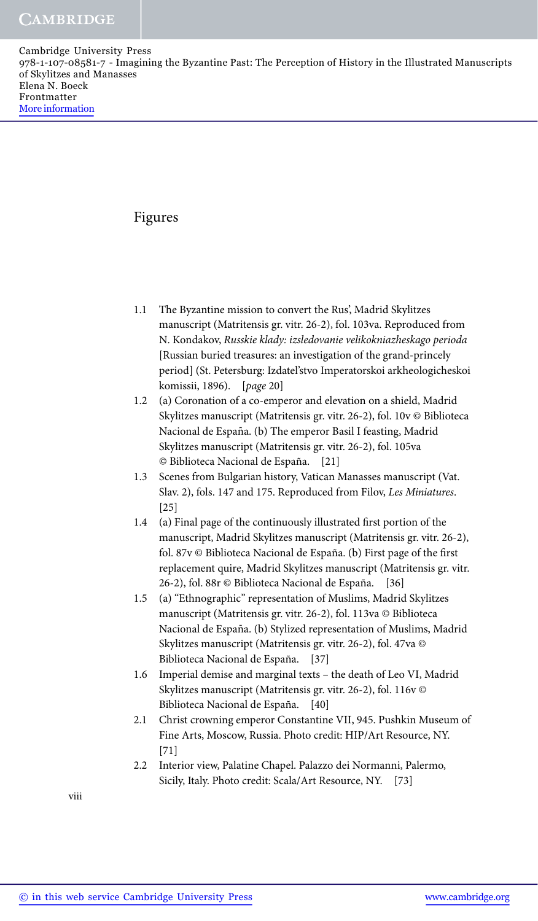# Figures

- 1.1 The Byzantine mission to convert the Rus', Madrid Skylitzes manuscript (Matritensis gr. vitr. 26-2), fol. 103va. Reproduced from N. Kondakov, *Russkie klady: izsledovanie velikokniazheskago perioda* [Russian buried treasures: an investigation of the grand-princely period] (St. Petersburg: Izdatel'stvo Imperatorskoi arkheologicheskoi komissii, 1896). [*page* 20]
- 1.2 (a) Coronation of a co-emperor and elevation on a shield, Madrid Skylitzes manuscript (Matritensis gr. vitr. 26-2), fol. 10v © Biblioteca Nacional de España. (b) The emperor Basil I feasting, Madrid Skylitzes manuscript (Matritensis gr. vitr. 26-2), fol. 105va © Biblioteca Nacional de España. [21]
- 1.3 Scenes from Bulgarian history, Vatican Manasses manuscript (Vat. Slav. 2), fols. 147 and 175. Reproduced from Filov, *Les Miniatures*. [25]
- 1.4 (a) Final page of the continuously illustrated first portion of the manuscript, Madrid Skylitzes manuscript (Matritensis gr. vitr. 26-2), fol. 87v © Biblioteca Nacional de España. (b) First page of the first replacement quire, Madrid Skylitzes manuscript (Matritensis gr. vitr. 26-2), fol. 88r © Biblioteca Nacional de España. [36]
- 1.5 (a) "Ethnographic" representation of Muslims, Madrid Skylitzes manuscript (Matritensis gr. vitr. 26-2), fol. 113va © Biblioteca Nacional de España. (b) Stylized representation of Muslims, Madrid Skylitzes manuscript (Matritensis gr. vitr. 26-2), fol. 47va © Biblioteca Nacional de España. [37]
- 1.6 Imperial demise and marginal texts – the death of Leo VI, Madrid Skylitzes manuscript (Matritensis gr. vitr. 26-2), fol. 116v © Biblioteca Nacional de España. [40]
- 2.1 Christ crowning emperor Constantine VII, 945. Pushkin Museum of Fine Arts, Moscow, Russia. Photo credit: HIP/Art Resource, NY. [71]
- 2.2 Interior view, Palatine Chapel. Palazzo dei Normanni, Palermo, Sicily, Italy. Photo credit: Scala/Art Resource, NY. [73]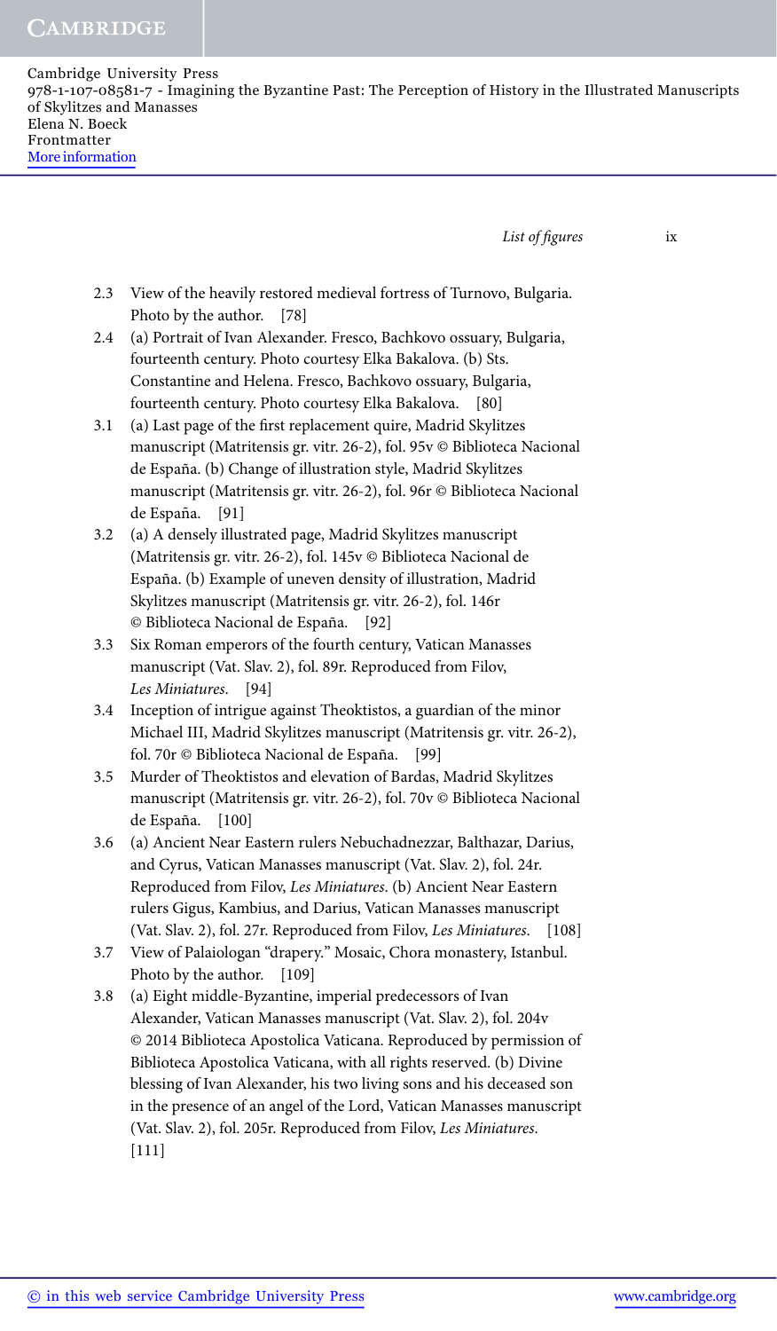2.3 View of the heavily restored medieval fortress of Turnovo, Bulgaria. Photo by the author. [78]

2.4 (a) Portrait of Ivan Alexander. Fresco, Bachkovo ossuary, Bulgaria, fourteenth century. Photo courtesy Elka Bakalova. (b) Sts. Constantine and Helena. Fresco, Bachkovo ossuary, Bulgaria, fourteenth century. Photo courtesy Elka Bakalova. [80]

3.1 (a) Last page of the first replacement quire, Madrid Skylitzes manuscript (Matritensis gr. vitr. 26-2), fol. 95v © Biblioteca Nacional de España. (b) Change of illustration style, Madrid Skylitzes manuscript (Matritensis gr. vitr. 26-2), fol. 96r © Biblioteca Nacional de España. [91]

3.2 (a) A densely illustrated page, Madrid Skylitzes manuscript (Matritensis gr. vitr. 26-2), fol. 145v © Biblioteca Nacional de España. (b) Example of uneven density of illustration, Madrid Skylitzes manuscript (Matritensis gr. vitr. 26-2), fol. 146r © Biblioteca Nacional de España. [92]

3.3 Six Roman emperors of the fourth century, Vatican Manasses manuscript (Vat. Slav. 2), fol. 89r. Reproduced from Filov, *Les Miniatures*. [94]

3.4 Inception of intrigue against Theoktistos, a guardian of the minor Michael III, Madrid Skylitzes manuscript (Matritensis gr. vitr. 26-2), fol. 70r © Biblioteca Nacional de España. [99]

3.5 Murder of Theoktistos and elevation of Bardas, Madrid Skylitzes manuscript (Matritensis gr. vitr. 26-2), fol. 70v © Biblioteca Nacional de España. [100]

3.6 (a) Ancient Near Eastern rulers Nebuchadnezzar, Balthazar, Darius, and Cyrus, Vatican Manasses manuscript (Vat. Slav. 2), fol. 24r. Reproduced from Filov, *Les Miniatures*. (b) Ancient Near Eastern rulers Gigus, Kambius, and Darius, Vatican Manasses manuscript (Vat. Slav. 2), fol. 27r. Reproduced from Filov, *Les Miniatures*. [108]

3.7 View of Palaiologan "drapery." Mosaic, Chora monastery, Istanbul. Photo by the author. [109]

3.8 (a) Eight middle-Byzantine, imperial predecessors of Ivan Alexander, Vatican Manasses manuscript (Vat. Slav. 2), fol. 204v © 2014 Biblioteca Apostolica Vaticana. Reproduced by permission of Biblioteca Apostolica Vaticana, with all rights reserved. (b) Divine blessing of Ivan Alexander, his two living sons and his deceased son in the presence of an angel of the Lord, Vatican Manasses manuscript (Vat. Slav. 2), fol. 205r. Reproduced from Filov, *Les Miniatures*. [111]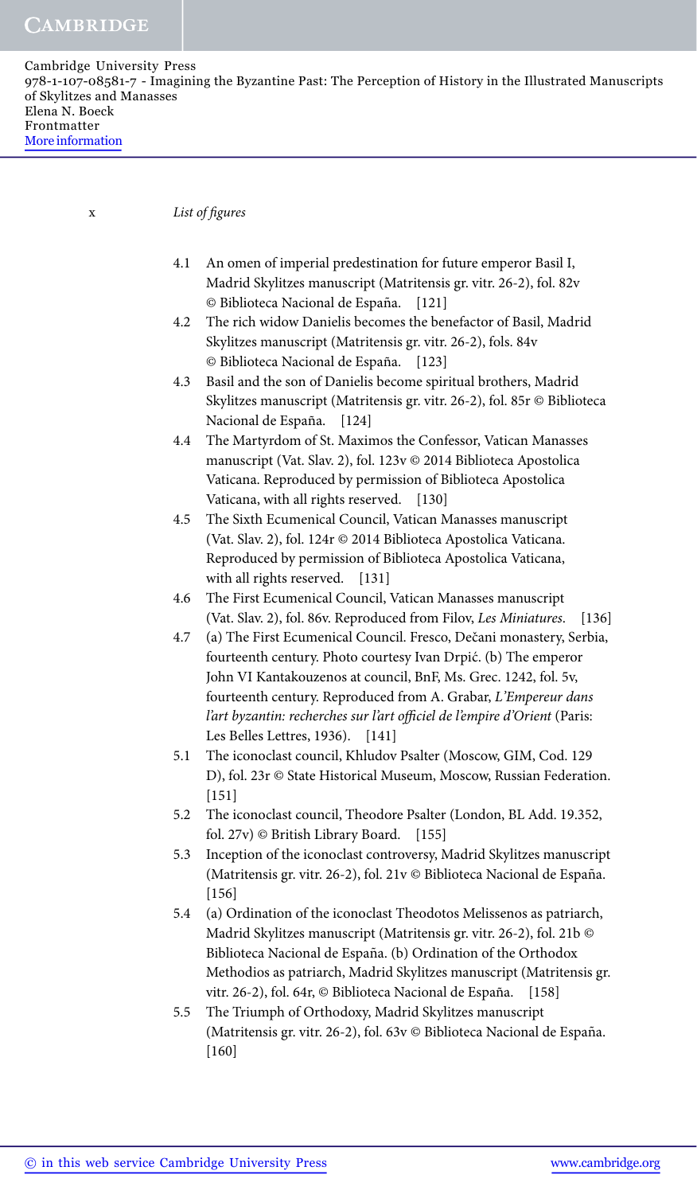*List of figures*

4.1 An omen of imperial predestination for future emperor Basil I, Madrid Skylitzes manuscript (Matritensis gr. vitr. 26-2), fol. 82v © Biblioteca Nacional de España. [121]

4.2 The rich widow Danielis becomes the benefactor of Basil, Madrid Skylitzes manuscript (Matritensis gr. vitr. 26-2), fols. 84v © Biblioteca Nacional de España. [123]

4.3 Basil and the son of Danielis become spiritual brothers, Madrid Skylitzes manuscript (Matritensis gr. vitr. 26-2), fol. 85r © Biblioteca Nacional de España. [124]

4.4 The Martyrdom of St. Maximos the Confessor, Vatican Manasses manuscript (Vat. Slav. 2), fol. 123v © 2014 Biblioteca Apostolica Vaticana. Reproduced by permission of Biblioteca Apostolica Vaticana, with all rights reserved. [130]

4.5 The Sixth Ecumenical Council, Vatican Manasses manuscript (Vat. Slav. 2), fol. 124r © 2014 Biblioteca Apostolica Vaticana. Reproduced by permission of Biblioteca Apostolica Vaticana, with all rights reserved. [131]

4.6 The First Ecumenical Council, Vatican Manasses manuscript (Vat. Slav. 2), fol. 86v. Reproduced from Filov, *Les Miniatures*. [136]

4.7 (a) The First Ecumenical Council. Fresco, Dečani monastery, Serbia, fourteenth century. Photo courtesy Ivan Drpić. (b) The emperor John VI Kantakouzenos at council, BnF, Ms. Grec 1242, fol. 5v, fourteenth century. Reproduced from A. Grabar, *L'Empereur dans l'art byzantin: recherches sur l'art officiel de l'empire d'Orient* (Paris: Les Belles Lettres, 1936). [141]

5.1 The iconoclast council, Khludov Psalter (Moscow, GIM, Cod. 129 D), fol. 23r © State Historical Museum, Moscow, Russian Federation. [151]

5.2 The iconoclast council, Theodore Psalter (London, BL Add. 19.352, fol. 27v) © British Library Board. [155]

5.3 Inception of the iconoclast controversy, Madrid Skylitzes manuscript (Matritensis gr. vitr. 26-2), fol. 21v © Biblioteca Nacional de España. [156]

5.4 (a) Ordination of the iconoclast Theodotos Melissenos as patriarch, Madrid Skylitzes manuscript (Matritensis gr. vitr. 26-2), fol. 21b © Biblioteca Nacional de España. (b) Ordination of the Orthodox Methodios as patriarch, Madrid Skylitzes manuscript (Matritensis gr. vitr. 26-2), fol. 64r, © Biblioteca Nacional de España. [158]

5.5 The Triumph of Orthodoxy, Madrid Skylitzes manuscript (Matritensis gr. vitr. 26-2), fol. 63v © Biblioteca Nacional de España. [160]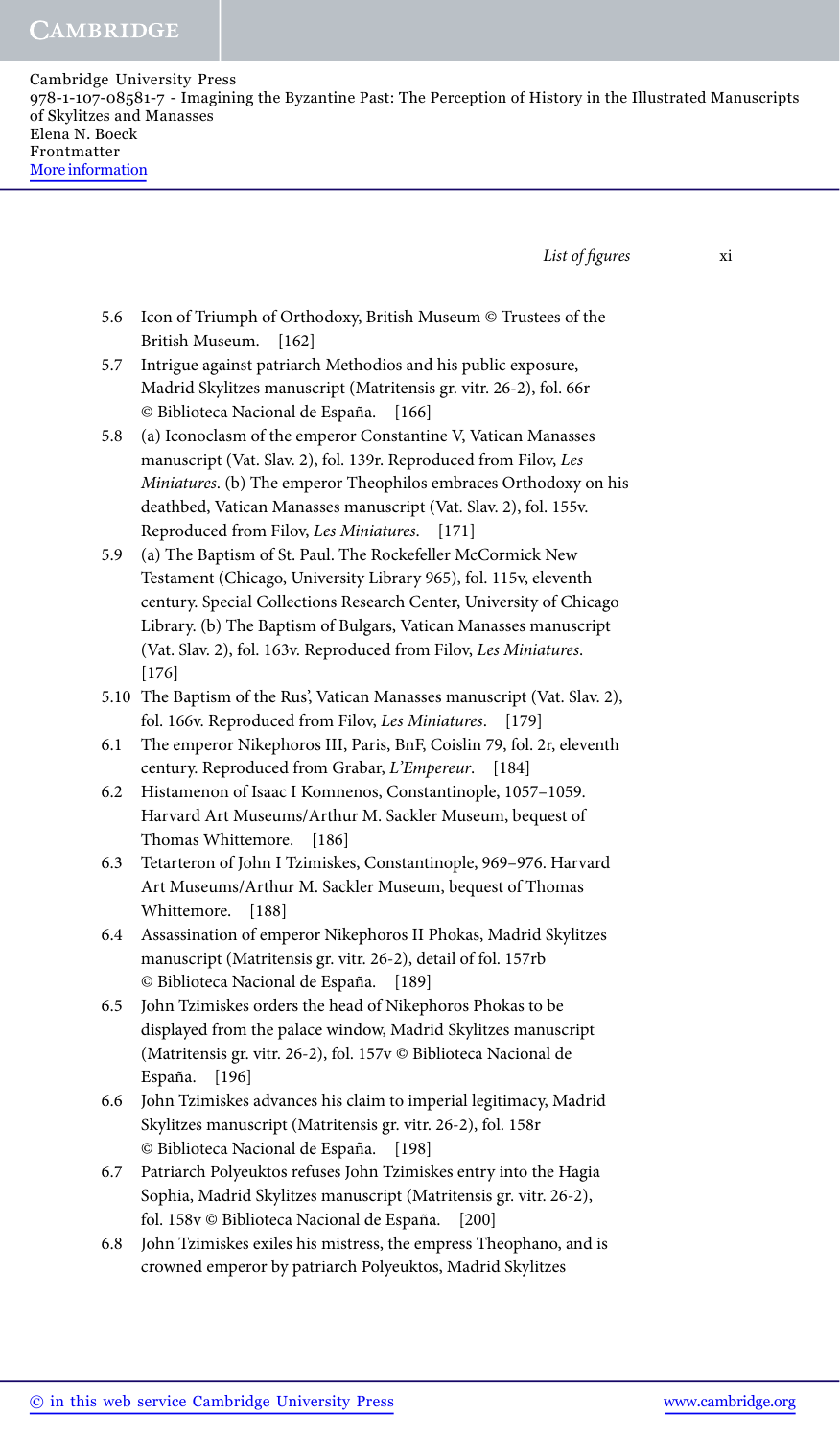5.6 Icon of Triumph of Orthodoxy, British Museum © Trustees of the British Museum. [162]

5.7 Intrigue against patriarch Methodios and his public exposure, Madrid Skylitzes manuscript (Matritensis gr. vitr. 26-2), fol. 66r © Biblioteca Nacional de España. [166]

5.8 (a) Iconoclasm of the emperor Constantine V, Vatican Manasses manuscript (Vat. Slav. 2), fol. 139r. Reproduced from Filov, *Les Miniatures*. (b) The emperor Theophilos embraces Orthodoxy on his deathbed, Vatican Manasses manuscript (Vat. Slav. 2), fol. 155v. Reproduced from Filov, *Les Miniatures*. [171]

5.9 (a) The Baptism of St. Paul. The Rockefeller McCormick New Testament (Chicago, University Library 965), fol. 115v, eleventh century. Special Collections Research Center, University of Chicago Library. (b) The Baptism of Bulgars, Vatican Manasses manuscript (Vat. Slav. 2), fol. 163v. Reproduced from Filov, *Les Miniatures*. [176]

5.10 The Baptism of the Rus', Vatican Manasses manuscript (Vat. Slav. 2), fol. 166v. Reproduced from Filov, *Les Miniatures*. [179]

6.1 The emperor Nikephoros III, Paris, BnF, Coislin 79, fol. 2r, eleventh century. Reproduced from Grabar, *L'Empereur*. [184]

6.2 Histamenon of Isaac I Komnenos, Constantinople, 1057–1059. Harvard Art Museums/Arthur M. Sackler Museum, bequest of Thomas Whittemore. [186]

6.3 Tetarteron of John I Tzimiskes, Constantinople, 969–976. Harvard Art Museums/Arthur M. Sackler Museum, bequest of Thomas Whittemore. [188]

6.4 Assassination of emperor Nikephoros II Phokas, Madrid Skylitzes manuscript (Matritensis gr. vitr. 26-2), detail of fol. 157rb © Biblioteca Nacional de España. [189]

6.5 John Tzimiskes orders the head of Nikephoros Phokas to be displayed from the palace window, Madrid Skylitzes manuscript (Matritensis gr. vitr. 26-2), fol. 157v © Biblioteca Nacional de España. [196]

6.6 John Tzimiskes advances his claim to imperial legitimacy, Madrid Skylitzes manuscript (Matritensis gr. vitr. 26-2), fol. 158r © Biblioteca Nacional de España. [198]

6.7 Patriarch Polyeuktos refuses John Tzimiskes entry into the Hagia Sophia, Madrid Skylitzes manuscript (Matritensis gr. vitr. 26-2), fol. 158v © Biblioteca Nacional de España. [200]

6.8 John Tzimiskes exiles his mistress, the empress Theophano, and is crowned emperor by patriarch Polyeuktos, Madrid Skylitzes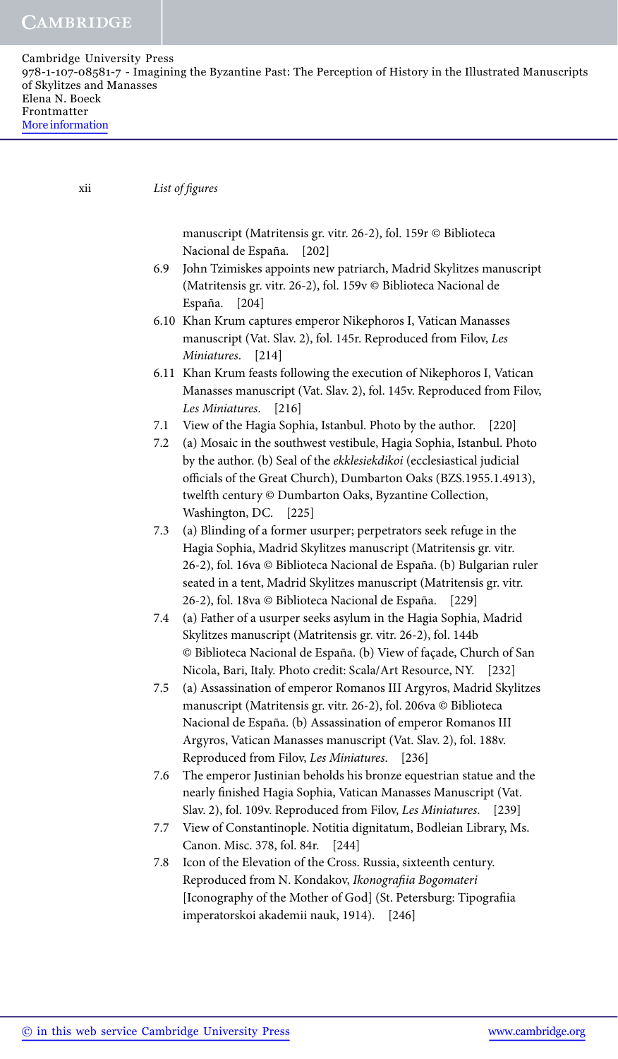manuscript (Matritensis gr. vitr. 26-2), fol. 159r © Biblioteca Nacional de España. [202]

6.9 John Tzimiskes appoints new patriarch, Madrid Skylitzes manuscript (Matritensis gr. vitr. 26-2), fol. 159v © Biblioteca Nacional de España. [204]

6.10 Khan Krum captures emperor Nikephoros I, Vatican Manasses manuscript (Vat. Slav. 2), fol. 145r. Reproduced from Filov, *Les Miniatures*. [214]

6.11 Khan Krum feasts following the execution of Nikephoros I, Vatican Manasses manuscript (Vat. Slav. 2), fol. 145v. Reproduced from Filov, *Les Miniatures*. [216]

7.1 View of the Hagia Sophia, Istanbul. Photo by the author. [220]

7.2 (a) Mosaic in the southwest vestibule, Hagia Sophia, Istanbul. Photo by the author. (b) Seal of the *ekklesiekdikoi* (ecclesiastical judicial officials of the Great Church), Dumbarton Oaks (BZS.1955.1.4913), twelfth century © Dumbarton Oaks, Byzantine Collection, Washington, DC. [225]

7.3 (a) Blinding of a former usurper; perpetrators seek refuge in the Hagia Sophia, Madrid Skylitzes manuscript (Matritensis gr. vitr. 26-2), fol. 16va © Biblioteca Nacional de España. (b) Bulgarian ruler seated in a tent, Madrid Skylitzes manuscript (Matritensis gr. vitr. 26-2), fol. 18va © Biblioteca Nacional de España. [229]

7.4 (a) Father of a usurper seeks asylum in the Hagia Sophia, Madrid Skylitzes manuscript (Matritensis gr. vitr. 26-2), fol. 144b © Biblioteca Nacional de España. (b) View of façade, Church of San Nicola, Bari, Italy. Photo credit: Scala/Art Resource, NY. [232]

7.5 (a) Assassination of emperor Romanos III Argyros, Madrid Skylitzes manuscript (Matritensis gr. vitr. 26-2), fol. 206va © Biblioteca Nacional de España. (b) Assassination of emperor Romanos III Argyros, Vatican Manasses manuscript (Vat. Slav. 2), fol. 188v. Reproduced from Filov, *Les Miniatures*. [236]

7.6 The emperor Justinian beholds his bronze equestrian statue and the nearly finished Hagia Sophia, Vatican Manasses Manuscript (Vat. Slav. 2), fol. 109v. Reproduced from Filov, *Les Miniatures*. [239]

7.7 View of Constantinople. Notitia dignitatum, Bodleian Library, Ms. Canon. Misc. 378, fol. 84r. [244]

7.8 Icon of the Elevation of the Cross. Russia, sixteenth century. Reproduced from N. Kondakov, *Ikonografiia Bogomateri* [Iconography of the Mother of God] (St. Petersburg: Tipografiia imperatorskoi akademii nauk, 1914). [246]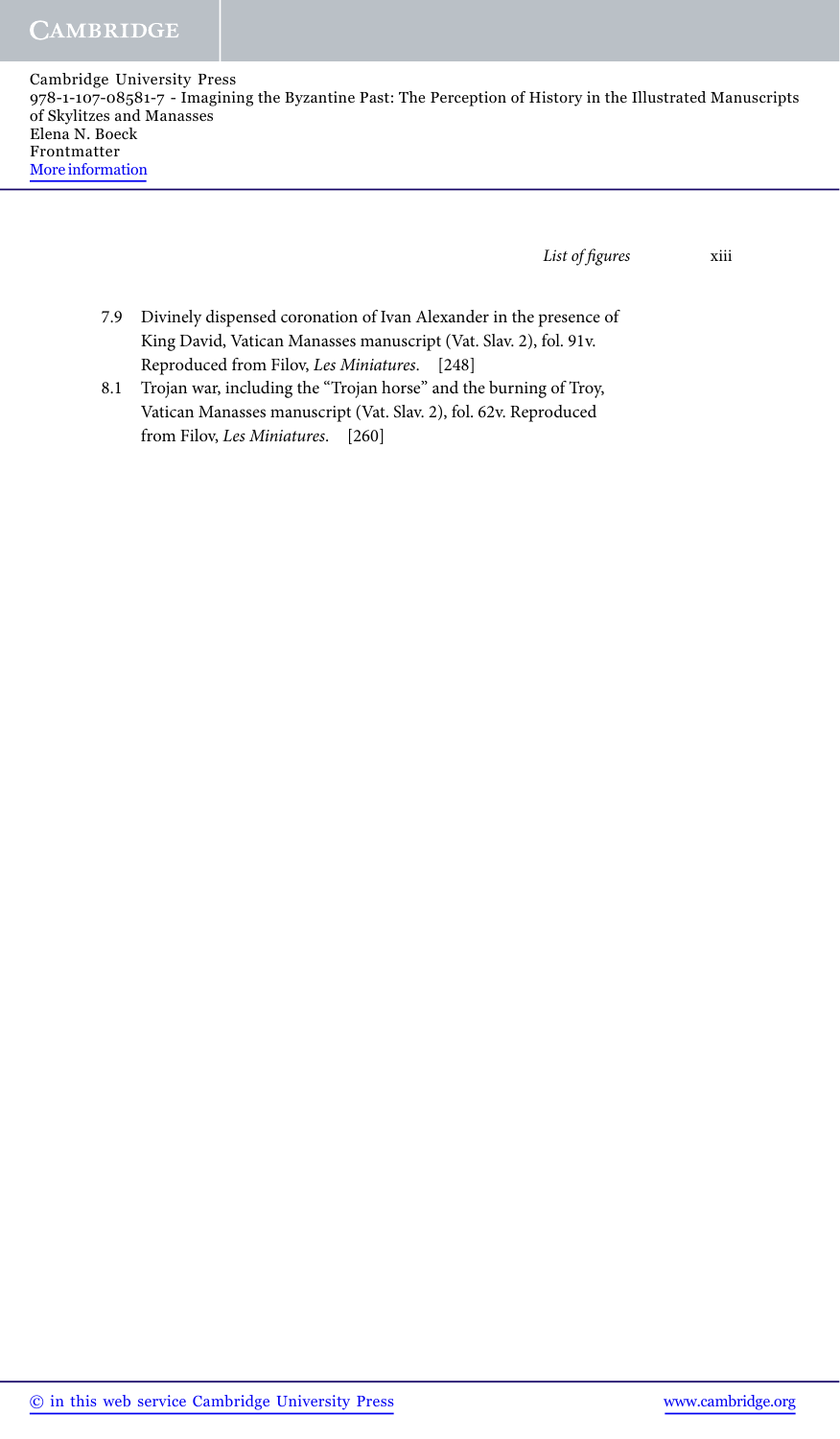7.9 Divinely dispensed coronation of Ivan Alexander in the presence of King David, Vatican Manasses manuscript (Vat. Slav. 2), fol. 91v. Reproduced from Filov, *Les Miniatures*. [248]

8.1 Trojan war, including the "Trojan horse" and the burning of Troy, Vatican Manasses manuscript (Vat. Slav. 2), fol. 62v. Reproduced from Filov, *Les Miniatures*. [260]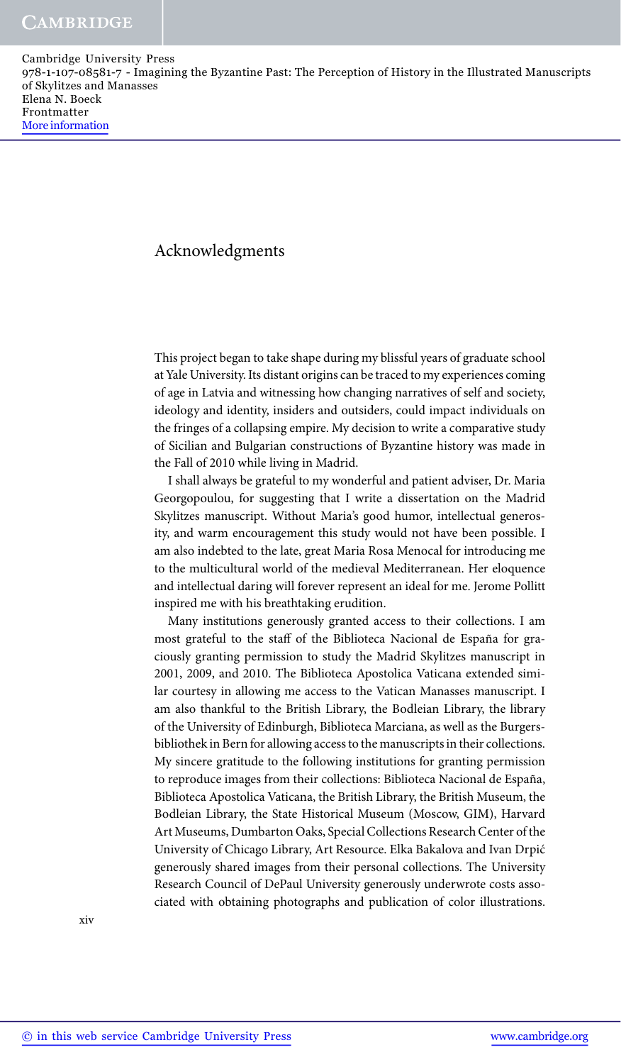# Acknowledgments

This project began to take shape during my blissful years of graduate school at Yale University. Its distant origins can be traced to my experiences coming of age in Latvia and witnessing how changing narratives of self and society, ideology and identity, insiders and outsiders, could impact individuals on the fringes of a collapsing empire. My decision to write a comparative study of Sicilian and Bulgarian constructions of Byzantine history was made in the Fall of 2010 while living in Madrid.

I shall always be grateful to my wonderful and patient adviser, Dr. Maria Georgopoulou, for suggesting that I write a dissertation on the Madrid Skylitzes manuscript. Without Maria's good humor, intellectual generosity, and warm encouragement this study would not have been possible. I am also indebted to the late, great Maria Rosa Menocal for introducing me to the multicultural world of the medieval Mediterranean. Her eloquence and intellectual daring will forever represent an ideal for me. Jerome Pollitt inspired me with his breathtaking erudition.

Many institutions generously granted access to their collections. I am most grateful to the staff of the Biblioteca Nacional de España for graciously granting permission to study the Madrid Skylitzes manuscript in 2001, 2009, and 2010. The Biblioteca Apostolica Vaticana extended similar courtesy in allowing me access to the Vatican Manasses manuscript. I am also thankful to the British Library, the Bodleian Library, the library of the University of Edinburgh, Biblioteca Marciana, as well as the Burgersbibliothek in Bern for allowing access to the manuscripts in their collections. My sincere gratitude to the following institutions for granting permission to reproduce images from their collections: Biblioteca Nacional de España, Biblioteca Apostolica Vaticana, the British Library, the British Museum, the Bodleian Library, the State Historical Museum (Moscow, GIM), Harvard Art Museums, Dumbarton Oaks, Special Collections Research Center of the University of Chicago Library, Art Resource. Elka Bakalova and Ivan Drpić generously shared images from their personal collections. The University Research Council of DePaul University generously underwrote costs associated with obtaining photographs and publication of color illustrations.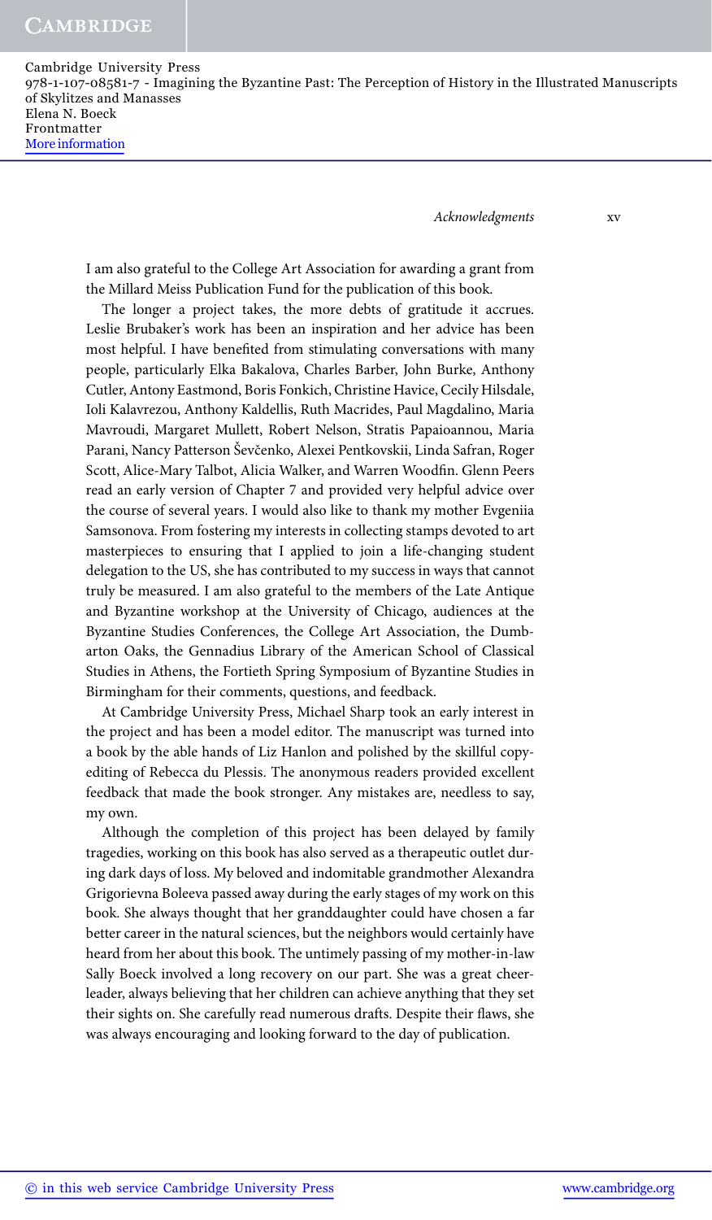I am also grateful to the College Art Association for awarding a grant from the Millard Meiss Publication Fund for the publication of this book.

The longer a project takes, the more debts of gratitude it accrues. Leslie Brubaker's work has been an inspiration and her advice has been most helpful. I have benefited from stimulating conversations with many people, particularly Elka Bakalova, Charles Barber, John Burke, Anthony Cutler, Antony Eastmond, Boris Fonkich, Christine Havice, Cecily Hilsdale, Ioli Kalavrezou, Anthony Kaldellis, Ruth Macrides, Paul Magdalino, Maria Mavroudi, Margaret Mullett, Robert Nelson, Stratis Papaioannou, Maria Parani, Nancy Patterson Ševčenko, Alexei Pentkovskii, Linda Safran, Roger Scott, Alice-Mary Talbot, Alicia Walker, and Warren Woodfin. Glenn Peers read an early version of Chapter 7 and provided very helpful advice over the course of several years. I would also like to thank my mother Evgeniia Samsonova. From fostering my interests in collecting stamps devoted to art masterpieces to ensuring that I applied to join a life-changing student delegation to the US, she has contributed to my success in ways that cannot truly be measured. I am also grateful to the members of the Late Antique and Byzantine workshop at the University of Chicago, audiences at the Byzantine Studies Conferences, the College Art Association, the Dumbarton Oaks, the Gennadius Library of the American School of Classical Studies in Athens, the Fortieth Spring Symposium of Byzantine Studies in Birmingham for their comments, questions, and feedback.

At Cambridge University Press, Michael Sharp took an early interest in the project and has been a model editor. The manuscript was turned into a book by the able hands of Liz Hanlon and polished by the skillful copy-editing of Rebecca du Plessis. The anonymous readers provided excellent feedback that made the book stronger. Any mistakes are, needless to say, my own.

Although the completion of this project has been delayed by family tragedies, working on this book has also served as a therapeutic outlet during dark days of loss. My beloved and indomitable grandmother Alexandra Grigorievna Boleeva passed away during the early stages of my work on this book. She always thought that her granddaughter could have chosen a far better career in the natural sciences, but the neighbors would certainly have heard from her about this book. The untimely passing of my mother-in-law Sally Boeck involved a long recovery on our part. She was a great cheerleader, always believing that her children can achieve anything that they set their sights on. She carefully read numerous drafts. Despite their flaws, she was always encouraging and looking forward to the day of publication.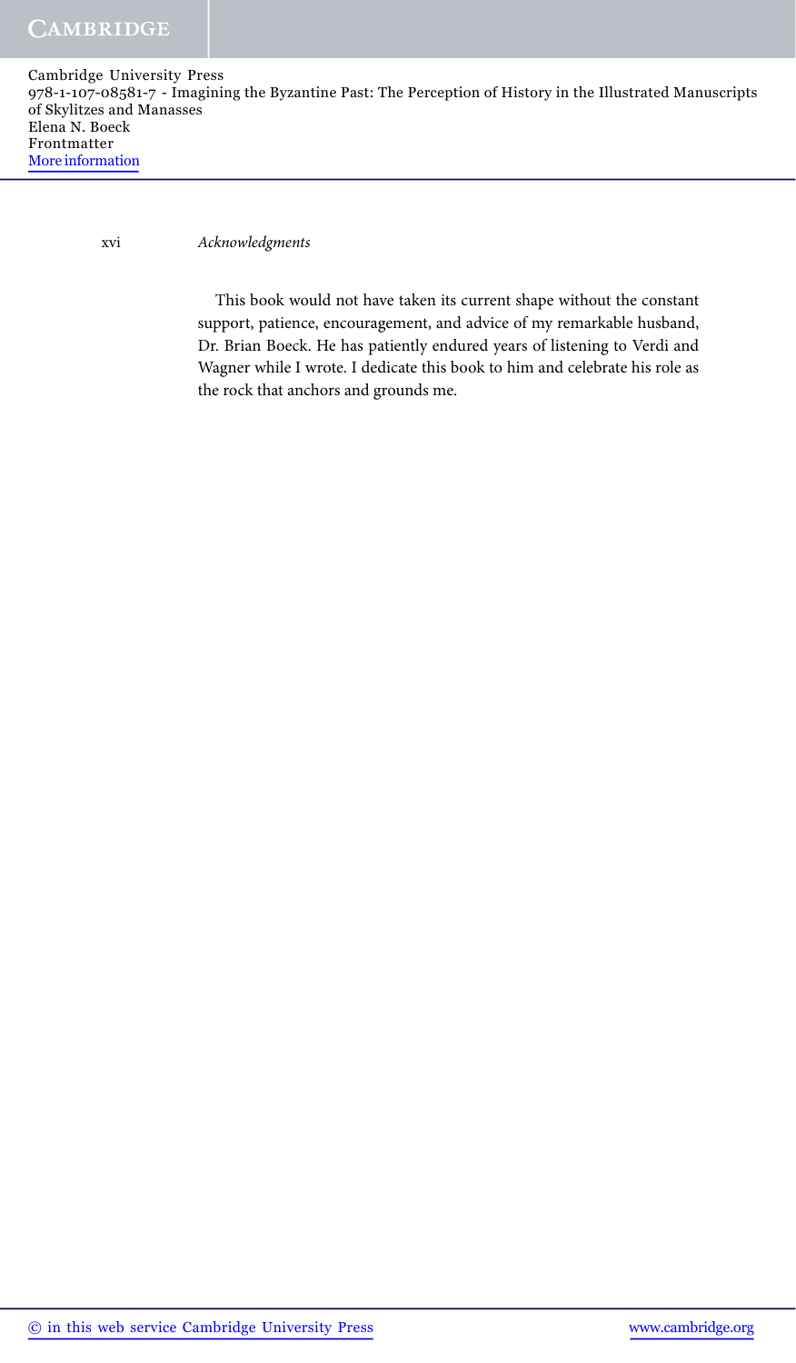This book would not have taken its current shape without the constant support, patience, encouragement, and advice of my remarkable husband, Dr. Brian Boeck. He has patiently endured years of listening to Verdi and Wagner while I wrote. I dedicate this book to him and celebrate his role as the rock that anchors and grounds me.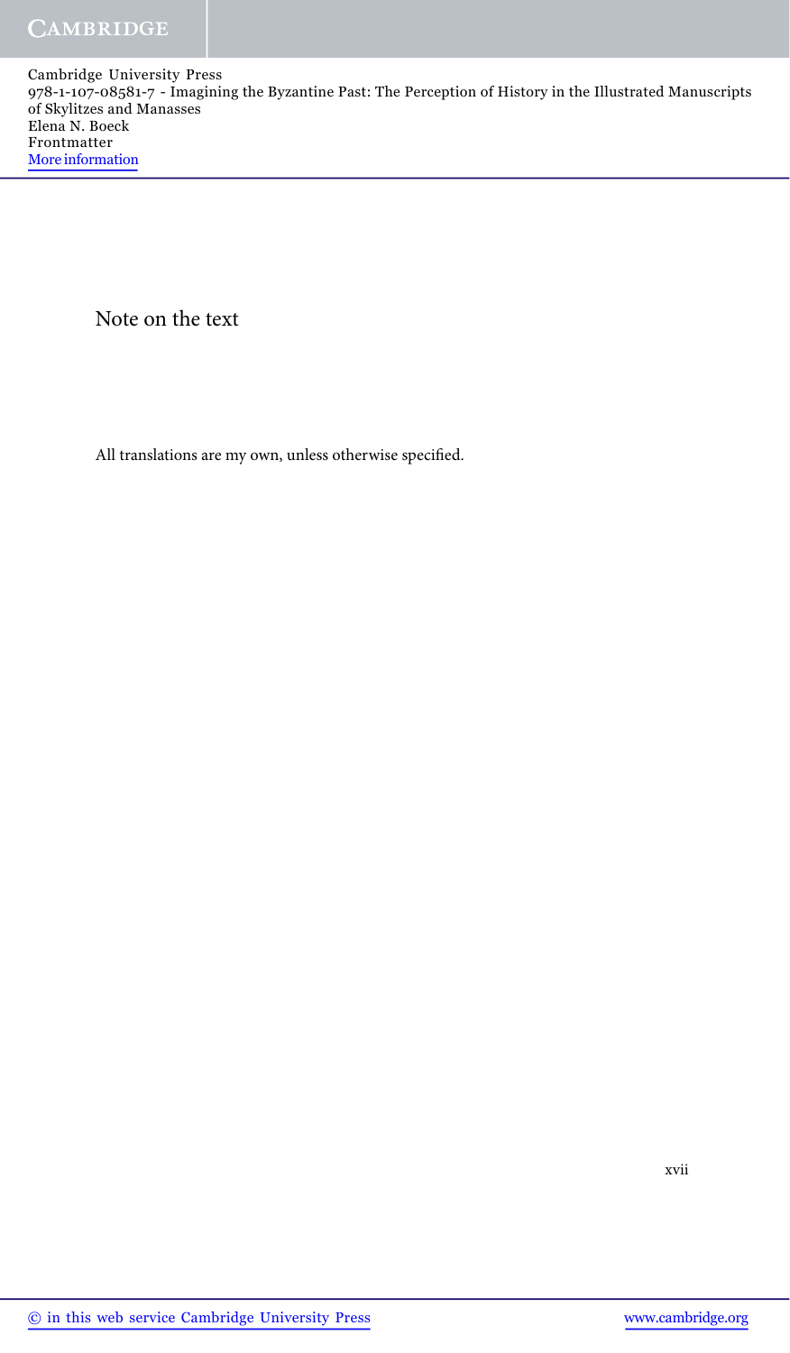# Note on the text

All translations are my own, unless otherwise specified.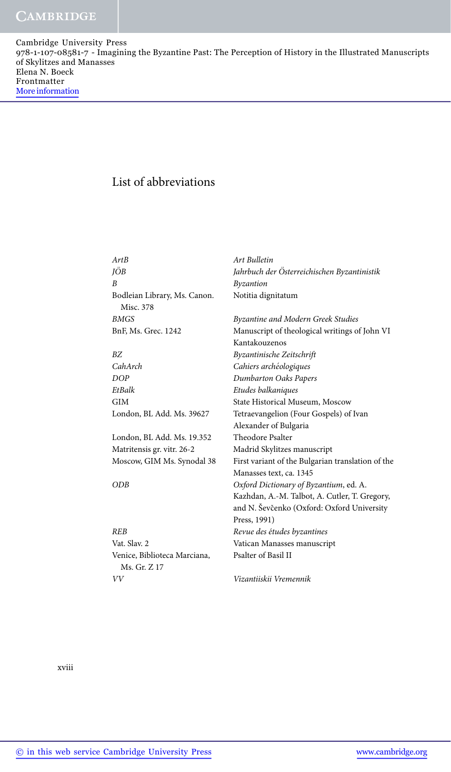# List of abbreviations

| | |
|---|---|
| *ArtB* | *Art Bulletin* |
| *JÖB* | *Jahrbuch der Österreichischen Byzantinistik* |
| *B* | *Byzantion* |
| Bodleian Library, Ms. Canon. Misc. 378 | Notitia dignitatum |
| *BMGS* | *Byzantine and Modern Greek Studies* |
| BnF, Ms. Grec. 1242 | Manuscript of theological writings of John VI Kantakouzenos |
| *BZ* | *Byzantinische Zeitschrift* |
| *CahArch* | *Cahiers archéologiques* |
| *DOP* | *Dumbarton Oaks Papers* |
| *EtBalk* | *Etudes balkaniques* |
| GIM | State Historical Museum, Moscow |
| London, BL Add. Ms. 39627 | Tetraevangelion (Four Gospels) of Ivan Alexander of Bulgaria |
| London, BL Add. Ms. 19.352 | Theodore Psalter |
| Matritensis gr. vitr. 26-2 | Madrid Skylitzes manuscript |
| Moscow, GIM Ms. Synodal 38 | First variant of the Bulgarian translation of the Manasses text, ca. 1345 |
| *ODB* | *Oxford Dictionary of Byzantium*, ed. A. Kazhdan, A.-M. Talbot, A. Cutler, T. Gregory, and N. Ševčenko (Oxford: Oxford University Press, 1991) |
| *REB* | *Revue des études byzantines* |
| Vat. Slav. 2 | Vatican Manasses manuscript |
| Venice, Biblioteca Marciana, Ms. Gr. Z 17 | Psalter of Basil II |
| *VV* | *Vizantiiskii Vremennik* |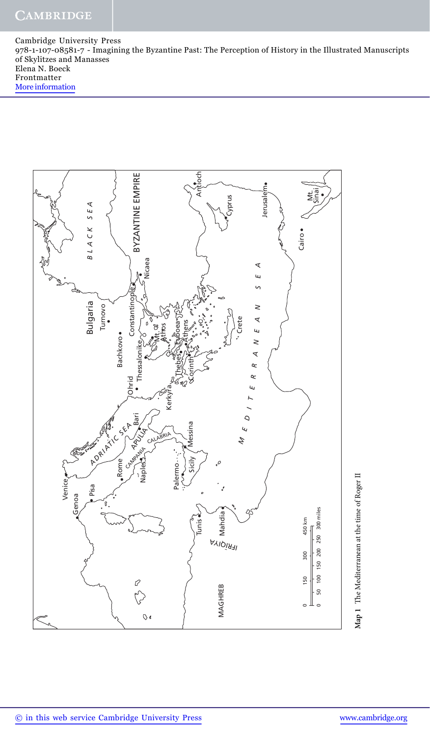**Map 1** The Mediterranean at the time of Roger II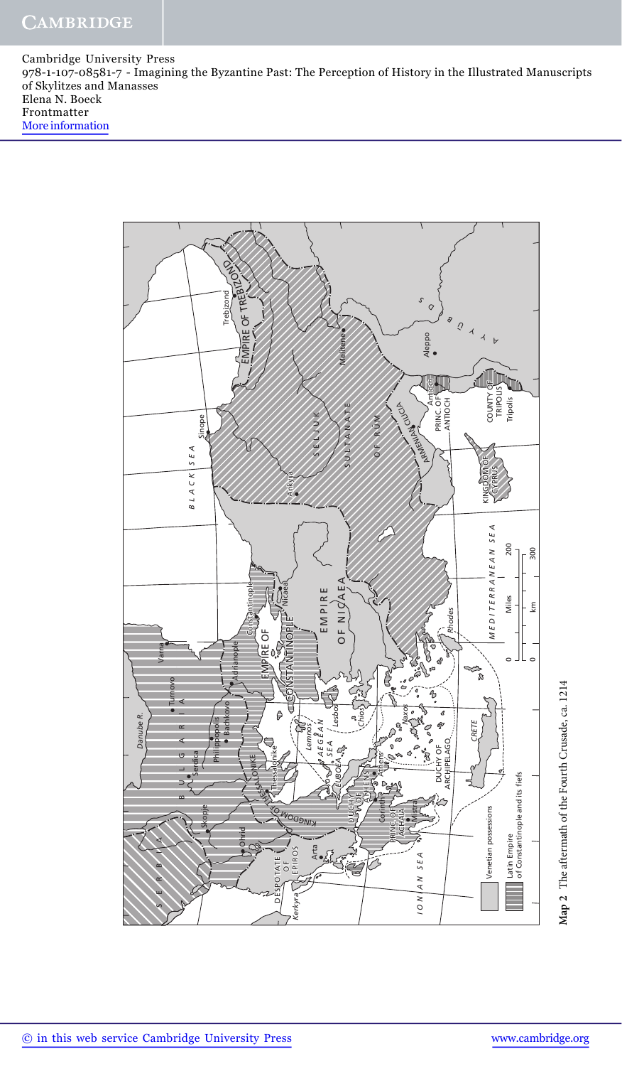Map 2 The aftermath of the Fourth Crusade, ca. 1214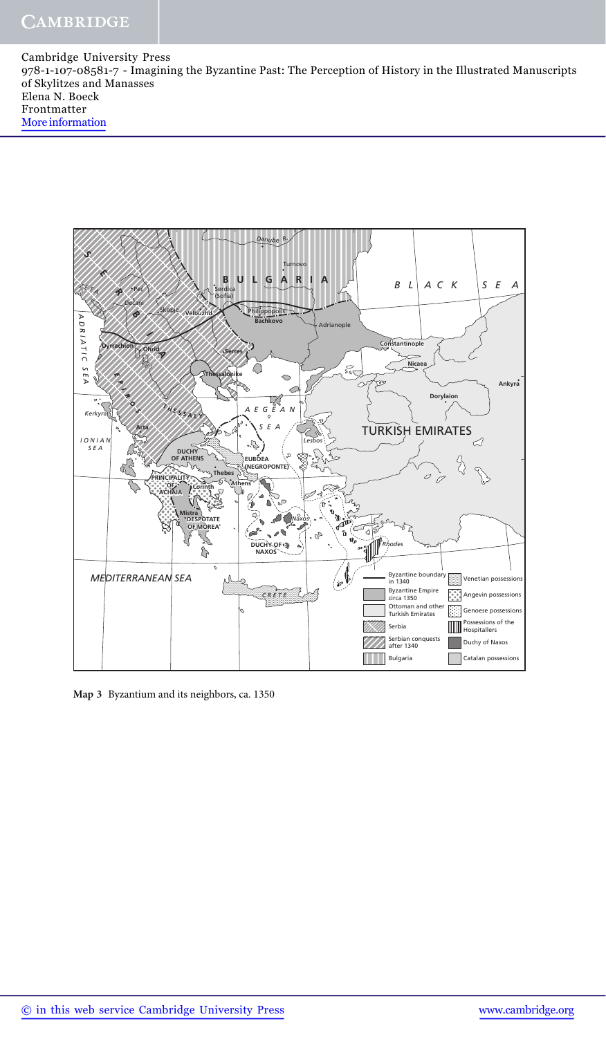Danube R.
Turnovo
BULGARIA
Serdica (Sofia)
Peć
Dečani
Skopje
Velbužd
Philippopolis
Bachkovo
Adrianople
SERBIA
ZETA
ADRIATIC SEA
Dyrrachion
Ohrid
Serres
Thessalonike
EPIROS
THESSALY
Kerkyra
Arta
IONIAN SEA
DUCHY OF ATHENS
Thebes
Athens
EUBOEA (NEGROPONTE)
PRINCIPALITY OF ACHAIA
Corinth
Mistra
DESPOTATE OF MOREA
AEGEAN SEA
Lesbos
Naxos
DUCHY OF NAXOS
Rhodes
CRETE
MEDITERRANEAN SEA
BLACK SEA
Constantinople
Nicaea
Ankyra
Dorylaion
TURKISH EMIRATES

Byzantine boundary in 1340
Byzantine Empire circa 1350
Ottoman and other Turkish Emirates
Serbia
Serbian conquests after 1340
Bulgaria
Venetian possessions
Angevin possessions
Genoese possessions
Possessions of the Hospitallers
Duchy of Naxos
Catalan possessions

**Map 3** Byzantium and its neighbors, ca. 1350